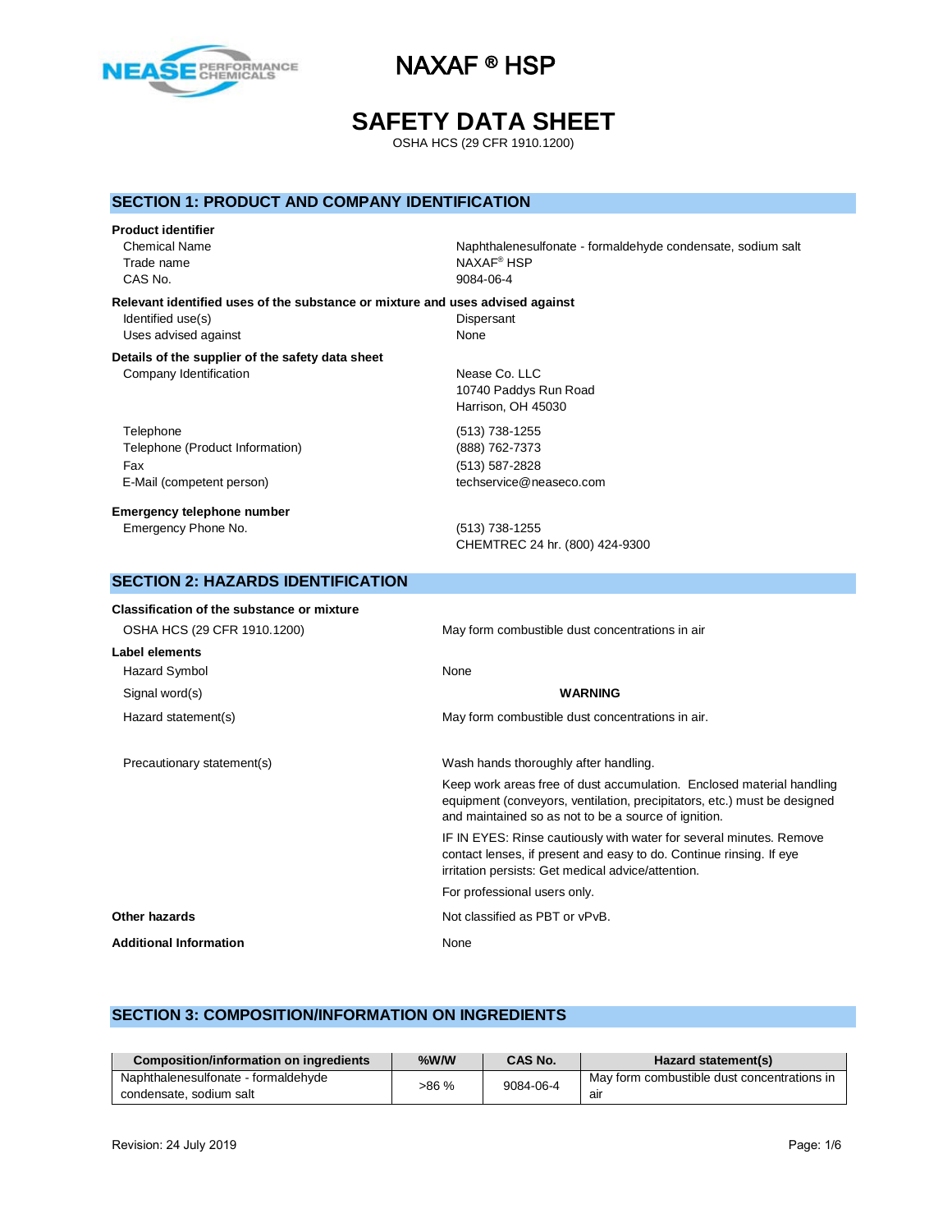# NAXAF ® HSP

# SAFETY DATA SHEET

OSHA HCS (29 CFR 1910.1200)

## SECTION 1: PRODUCT AND COMPANY IDENTIFICATION

**Product identifier**

| | |
|---|---|
| Chemical Name | Naphthalenesulfonate - formaldehyde condensate, sodium salt |
| Trade name | NAXAF® HSP |
| CAS No. | 9084-06-4 |

**Relevant identified uses of the substance or mixture and uses advised against**

| | |
|---|---|
| Identified use(s) | Dispersant |
| Uses advised against | None |

**Details of the supplier of the safety data sheet**

| | |
|---|---|
| Company Identification | Nease Co. LLC<br>10740 Paddys Run Road<br>Harrison, OH 45030 |
| Telephone | (513) 738-1255 |
| Telephone (Product Information) | (888) 762-7373 |
| Fax | (513) 587-2828 |
| E-Mail (competent person) | techservice@neaseco.com |

**Emergency telephone number**

| | |
|---|---|
| Emergency Phone No. | (513) 738-1255<br>CHEMTREC 24 hr. (800) 424-9300 |

## SECTION 2: HAZARDS IDENTIFICATION

**Classification of the substance or mixture**

| | |
|---|---|
| OSHA HCS (29 CFR 1910.1200) | May form combustible dust concentrations in air |

**Label elements**

| | |
|---|---|
| Hazard Symbol | None |
| Signal word(s) | **WARNING** |
| Hazard statement(s) | May form combustible dust concentrations in air. |
| Precautionary statement(s) | Wash hands thoroughly after handling.<br>Keep work areas free of dust accumulation. Enclosed material handling equipment (conveyors, ventilation, precipitators, etc.) must be designed and maintained so as not to be a source of ignition.<br>IF IN EYES: Rinse cautiously with water for several minutes. Remove contact lenses, if present and easy to do. Continue rinsing. If eye irritation persists: Get medical advice/attention.<br>For professional users only. |

| | |
|---|---|
| **Other hazards** | Not classified as PBT or vPvB. |
| **Additional Information** | None |

## SECTION 3: COMPOSITION/INFORMATION ON INGREDIENTS

| Composition/information on ingredients | %W/W | CAS No. | Hazard statement(s) |
|---|---|---|---|
| Naphthalenesulfonate - formaldehyde condensate, sodium salt | >86 % | 9084-06-4 | May form combustible dust concentrations in air |

Revision: 24 July 2019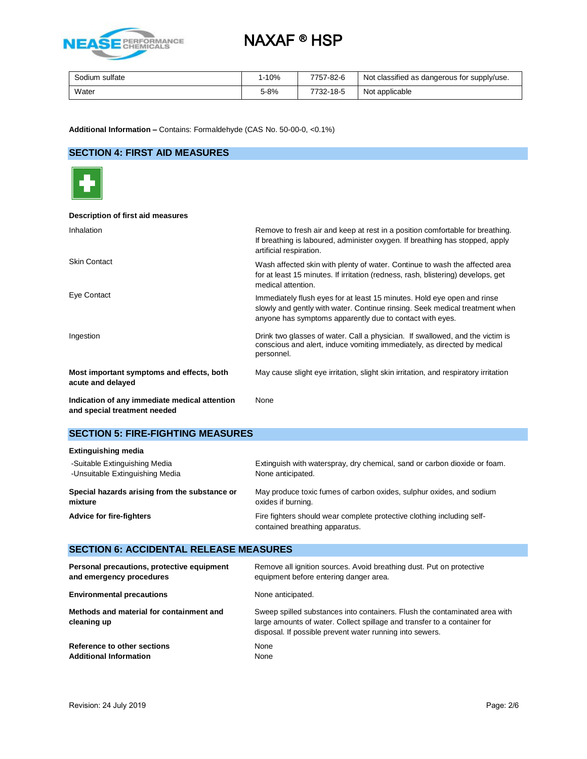| Sodium sulfate | 1-10% | 7757-82-6 | Not classified as dangerous for supply/use. |
|---|---|---|---|
| Water | 5-8% | 7732-18-5 | Not applicable |

**Additional Information –** Contains: Formaldehyde (CAS No. 50-00-0, <0.1%)

## SECTION 4: FIRST AID MEASURES

**Description of first aid measures**

| | |
|---|---|
| Inhalation | Remove to fresh air and keep at rest in a position comfortable for breathing. If breathing is laboured, administer oxygen. If breathing has stopped, apply artificial respiration. |
| Skin Contact | Wash affected skin with plenty of water. Continue to wash the affected area for at least 15 minutes. If irritation (redness, rash, blistering) develops, get medical attention. |
| Eye Contact | Immediately flush eyes for at least 15 minutes. Hold eye open and rinse slowly and gently with water. Continue rinsing. Seek medical treatment when anyone has symptoms apparently due to contact with eyes. |
| Ingestion | Drink two glasses of water. Call a physician. If swallowed, and the victim is conscious and alert, induce vomiting immediately, as directed by medical personnel. |
| **Most important symptoms and effects, both acute and delayed** | May cause slight eye irritation, slight skin irritation, and respiratory irritation |
| **Indication of any immediate medical attention and special treatment needed** | None |

## SECTION 5: FIRE-FIGHTING MEASURES

**Extinguishing media**

| | |
|---|---|
| -Suitable Extinguishing Media | Extinguish with waterspray, dry chemical, sand or carbon dioxide or foam. |
| -Unsuitable Extinguishing Media | None anticipated. |
| **Special hazards arising from the substance or mixture** | May produce toxic fumes of carbon oxides, sulphur oxides, and sodium oxides if burning. |
| **Advice for fire-fighters** | Fire fighters should wear complete protective clothing including self-contained breathing apparatus. |

## SECTION 6: ACCIDENTAL RELEASE MEASURES

| | |
|---|---|
| **Personal precautions, protective equipment and emergency procedures** | Remove all ignition sources. Avoid breathing dust. Put on protective equipment before entering danger area. |
| **Environmental precautions** | None anticipated. |
| **Methods and material for containment and cleaning up** | Sweep spilled substances into containers. Flush the contaminated area with large amounts of water. Collect spillage and transfer to a container for disposal. If possible prevent water running into sewers. |
| **Reference to other sections** | None |
| **Additional Information** | None |

Revision: 24 July 2019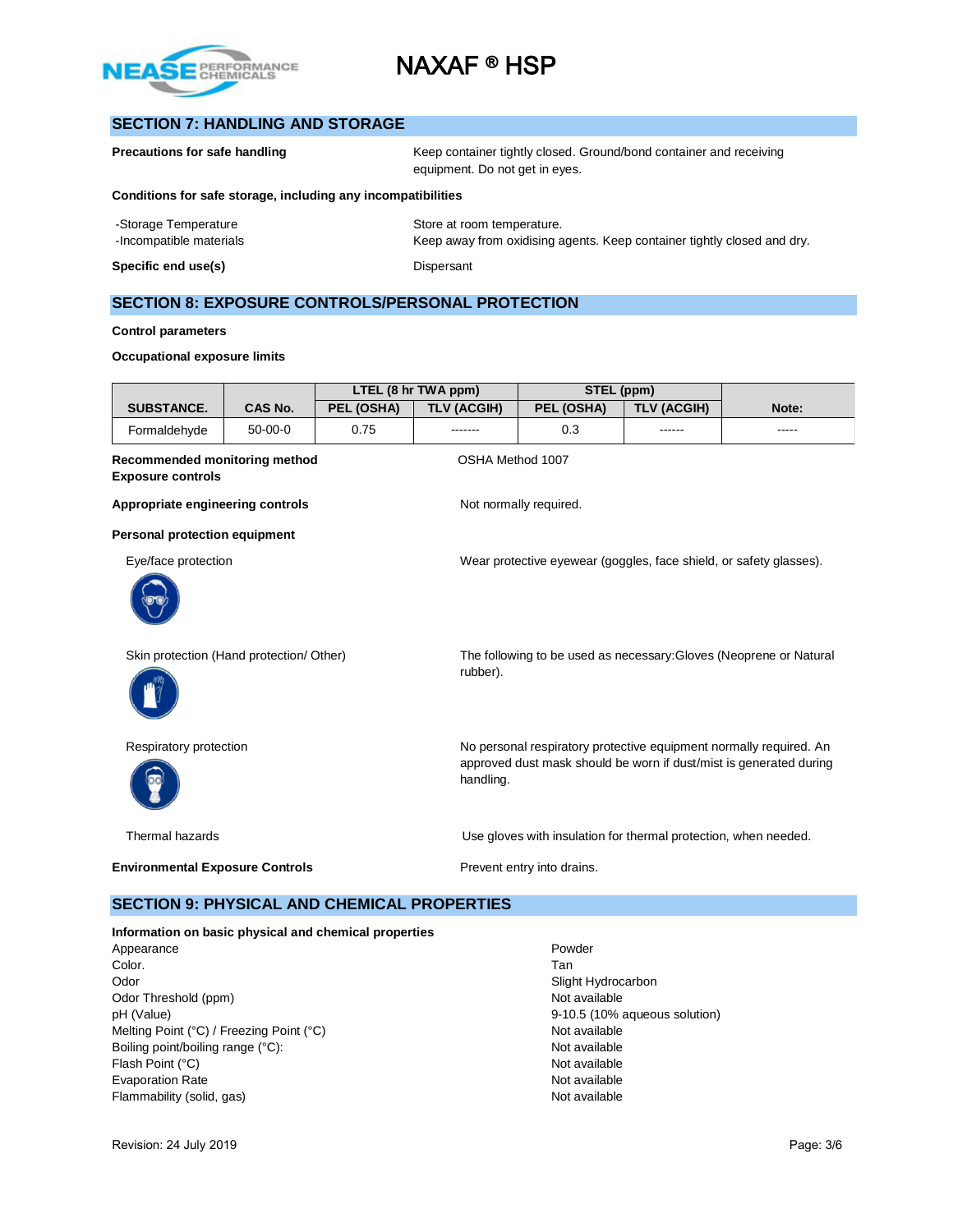## SECTION 7: HANDLING AND STORAGE

**Precautions for safe handling** — Keep container tightly closed. Ground/bond container and receiving equipment. Do not get in eyes.

**Conditions for safe storage, including any incompatibilities**

-Storage Temperature — Store at room temperature.
-Incompatible materials — Keep away from oxidising agents. Keep container tightly closed and dry.

**Specific end use(s)** — Dispersant

## SECTION 8: EXPOSURE CONTROLS/PERSONAL PROTECTION

**Control parameters**

**Occupational exposure limits**

| SUBSTANCE. | CAS No. | LTEL (8 hr TWA ppm) | | STEL (ppm) | | Note: |
|---|---|---|---|---|---|---|
| | | PEL (OSHA) | TLV (ACGIH) | PEL (OSHA) | TLV (ACGIH) | |
| Formaldehyde | 50-00-0 | 0.75 | ------- | 0.3 | ------ | ----- |

**Recommended monitoring method** — OSHA Method 1007

**Exposure controls**

**Appropriate engineering controls** — Not normally required.

**Personal protection equipment**

Eye/face protection — Wear protective eyewear (goggles, face shield, or safety glasses).

Skin protection (Hand protection/ Other) — The following to be used as necessary:Gloves (Neoprene or Natural rubber).

Respiratory protection — No personal respiratory protective equipment normally required. An approved dust mask should be worn if dust/mist is generated during handling.

Thermal hazards — Use gloves with insulation for thermal protection, when needed.

**Environmental Exposure Controls** — Prevent entry into drains.

## SECTION 9: PHYSICAL AND CHEMICAL PROPERTIES

**Information on basic physical and chemical properties**

| | |
|---|---|
| Appearance | Powder |
| Color. | Tan |
| Odor | Slight Hydrocarbon |
| Odor Threshold (ppm) | Not available |
| pH (Value) | 9-10.5 (10% aqueous solution) |
| Melting Point (°C) / Freezing Point (°C) | Not available |
| Boiling point/boiling range (°C): | Not available |
| Flash Point (°C) | Not available |
| Evaporation Rate | Not available |
| Flammability (solid, gas) | Not available |

Revision: 24 July 2019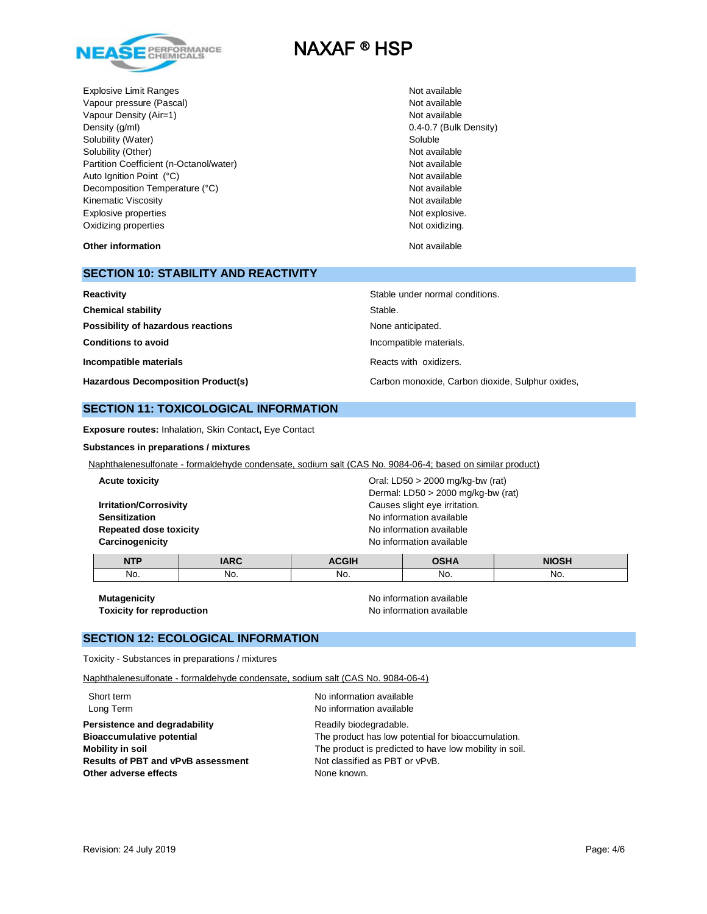| | |
|---|---|
| Explosive Limit Ranges | Not available |
| Vapour pressure (Pascal) | Not available |
| Vapour Density (Air=1) | Not available |
| Density (g/ml) | 0.4-0.7 (Bulk Density) |
| Solubility (Water) | Soluble |
| Solubility (Other) | Not available |
| Partition Coefficient (n-Octanol/water) | Not available |
| Auto Ignition Point (°C) | Not available |
| Decomposition Temperature (°C) | Not available |
| Kinematic Viscosity | Not available |
| Explosive properties | Not explosive. |
| Oxidizing properties | Not oxidizing. |

**Other information** Not available

## SECTION 10: STABILITY AND REACTIVITY

| | |
|---|---|
| **Reactivity** | Stable under normal conditions. |
| **Chemical stability** | Stable. |
| **Possibility of hazardous reactions** | None anticipated. |
| **Conditions to avoid** | Incompatible materials. |
| **Incompatible materials** | Reacts with oxidizers. |
| **Hazardous Decomposition Product(s)** | Carbon monoxide, Carbon dioxide, Sulphur oxides, |

## SECTION 11: TOXICOLOGICAL INFORMATION

**Exposure routes:** Inhalation, Skin Contact**,** Eye Contact

**Substances in preparations / mixtures**

Naphthalenesulfonate - formaldehyde condensate, sodium salt (CAS No. 9084-06-4; based on similar product)

| | |
|---|---|
| **Acute toxicity** | Oral: LD50 > 2000 mg/kg-bw (rat)<br>Dermal: LD50 > 2000 mg/kg-bw (rat) |
| **Irritation/Corrosivity** | Causes slight eye irritation. |
| **Sensitization** | No information available |
| **Repeated dose toxicity** | No information available |
| **Carcinogenicity** | No information available |

| NTP | IARC | ACGIH | OSHA | NIOSH |
|---|---|---|---|---|
| No. | No. | No. | No. | No. |

| | |
|---|---|
| **Mutagenicity** | No information available |
| **Toxicity for reproduction** | No information available |

## SECTION 12: ECOLOGICAL INFORMATION

Toxicity - Substances in preparations / mixtures

Naphthalenesulfonate - formaldehyde condensate, sodium salt (CAS No. 9084-06-4)

| | |
|---|---|
| Short term | No information available |
| Long Term | No information available |
| **Persistence and degradability** | Readily biodegradable. |
| **Bioaccumulative potential** | The product has low potential for bioaccumulation. |
| **Mobility in soil** | The product is predicted to have low mobility in soil. |
| **Results of PBT and vPvB assessment** | Not classified as PBT or vPvB. |
| **Other adverse effects** | None known. |

Revision: 24 July 2019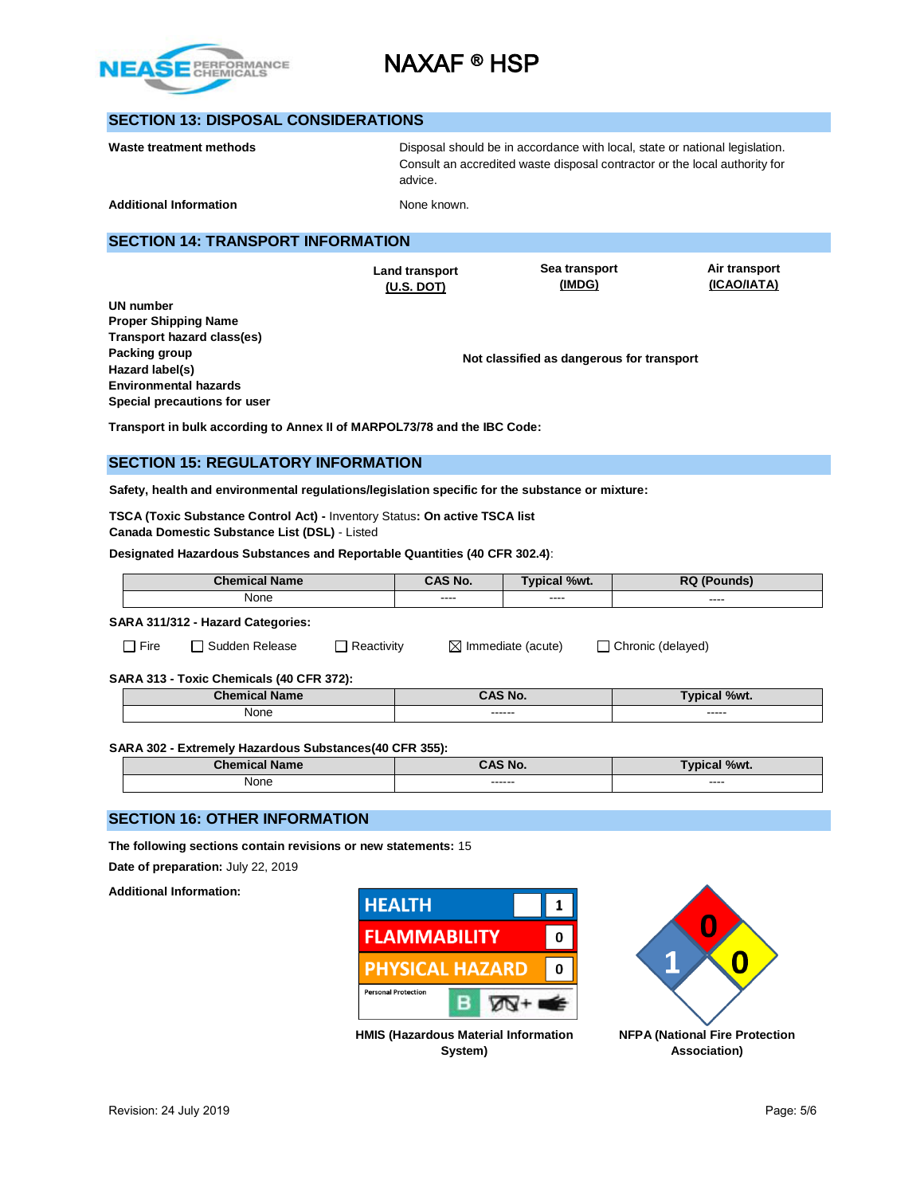## SECTION 13: DISPOSAL CONSIDERATIONS

**Waste treatment methods** — Disposal should be in accordance with local, state or national legislation. Consult an accredited waste disposal contractor or the local authority for advice.

**Additional Information** — None known.

## SECTION 14: TRANSPORT INFORMATION

| | Land transport (U.S. DOT) | Sea transport (IMDG) | Air transport (ICAO/IATA) |
|---|---|---|---|
| **UN number** | | | |
| **Proper Shipping Name** | | | |
| **Transport hazard class(es)** | | | |
| **Packing group** | | **Not classified as dangerous for transport** | |
| **Hazard label(s)** | | | |
| **Environmental hazards** | | | |
| **Special precautions for user** | | | |

**Transport in bulk according to Annex II of MARPOL73/78 and the IBC Code:**

## SECTION 15: REGULATORY INFORMATION

**Safety, health and environmental regulations/legislation specific for the substance or mixture:**

**TSCA (Toxic Substance Control Act) -** Inventory Status**: On active TSCA list**
**Canada Domestic Substance List (DSL)** - Listed

**Designated Hazardous Substances and Reportable Quantities (40 CFR 302.4)**:

| Chemical Name | CAS No. | Typical %wt. | RQ (Pounds) |
|---|---|---|---|
| None | ---- | ---- | ---- |

**SARA 311/312 - Hazard Categories:**

☐ Fire ☐ Sudden Release ☐ Reactivity ☒ Immediate (acute) ☐ Chronic (delayed)

**SARA 313 - Toxic Chemicals (40 CFR 372):**

| Chemical Name | CAS No. | Typical %wt. |
|---|---|---|
| None | ------ | ----- |

**SARA 302 - Extremely Hazardous Substances(40 CFR 355):**

| Chemical Name | CAS No. | Typical %wt. |
|---|---|---|
| None | ------ | ---- |

## SECTION 16: OTHER INFORMATION

**The following sections contain revisions or new statements:** 15

**Date of preparation:** July 22, 2019

**Additional Information:**

| HMIS | |
|---|---|
| HEALTH | 1 |
| FLAMMABILITY | 0 |
| PHYSICAL HAZARD | 0 |
| Personal Protection | B |

**HMIS (Hazardous Material Information System)**

NFPA: Health 1, Flammability 0, Instability 0

**NFPA (National Fire Protection Association)**

Revision: 24 July 2019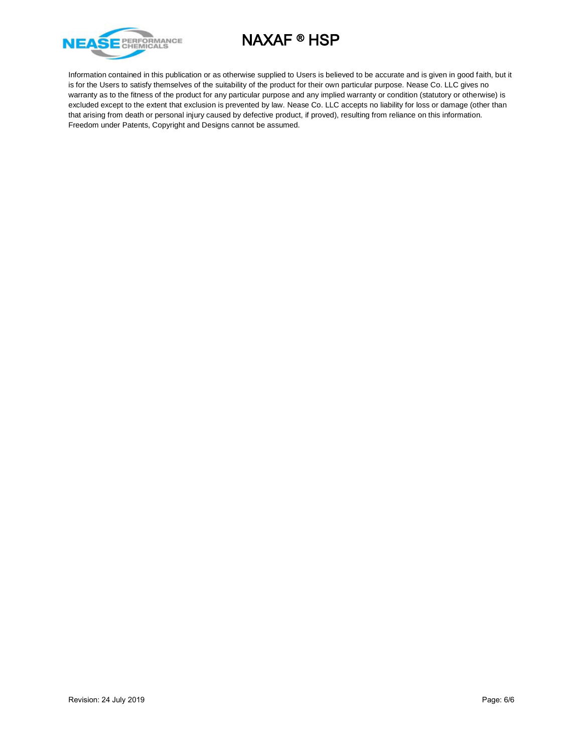Information contained in this publication or as otherwise supplied to Users is believed to be accurate and is given in good faith, but it is for the Users to satisfy themselves of the suitability of the product for their own particular purpose. Nease Co. LLC gives no warranty as to the fitness of the product for any particular purpose and any implied warranty or condition (statutory or otherwise) is excluded except to the extent that exclusion is prevented by law. Nease Co. LLC accepts no liability for loss or damage (other than that arising from death or personal injury caused by defective product, if proved), resulting from reliance on this information. Freedom under Patents, Copyright and Designs cannot be assumed.